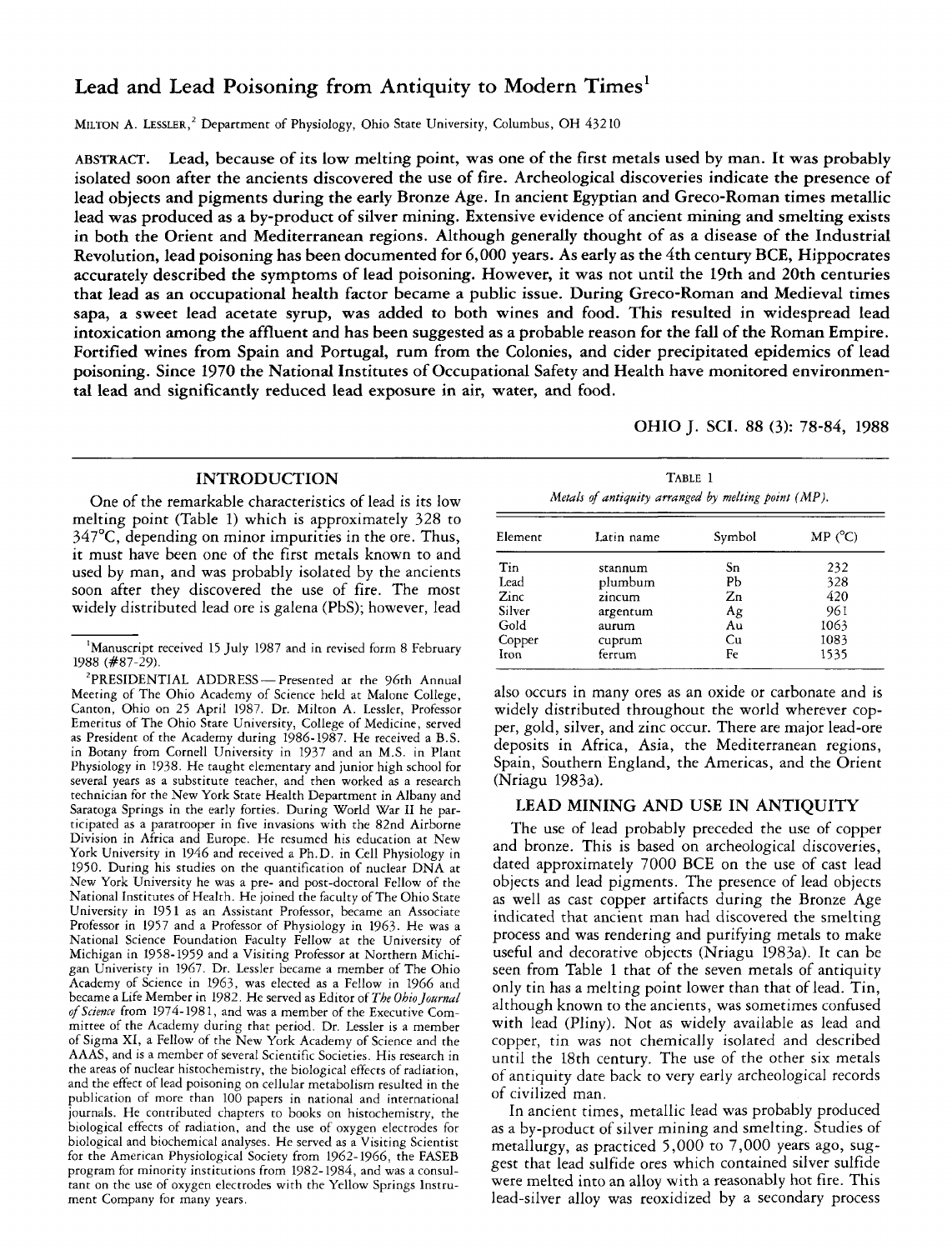# Lead and Lead Poisoning from Antiquity to Modern Times[1]

MILTON A. LESSLER,[2] Department of Physiology, Ohio State University, Columbus, OH 43210

**ABSTRACT.** **Lead, because of its low melting point, was one of the first metals used by man. It was probably isolated soon after the ancients discovered the use of fire. Archeological discoveries indicate the presence of lead objects and pigments during the early Bronze Age. In ancient Egyptian and Greco-Roman times metallic lead was produced as a by-product of silver mining. Extensive evidence of ancient mining and smelting exists in both the Orient and Mediterranean regions. Although generally thought of as a disease of the Industrial Revolution, lead poisoning has been documented for 6,000 years. As early as the 4th century BCE, Hippocrates accurately described the symptoms of lead poisoning. However, it was not until the 19th and 20th centuries that lead as an occupational health factor became a public issue. During Greco-Roman and Medieval times sapa, a sweet lead acetate syrup, was added to both wines and food. This resulted in widespread lead intoxication among the affluent and has been suggested as a probable reason for the fall of the Roman Empire. Fortified wines from Spain and Portugal, rum from the Colonies, and cider precipitated epidemics of lead poisoning. Since 1970 the National Institutes of Occupational Safety and Health have monitored environmental lead and significantly reduced lead exposure in air, water, and food.**

OHIO J. SCI. 88 (3): 78-84, 1988

## INTRODUCTION

One of the remarkable characteristics of lead is its low melting point (Table 1) which is approximately 328 to 347°C, depending on minor impurities in the ore. Thus, it must have been one of the first metals known to and used by man, and was probably isolated by the ancients soon after they discovered the use of fire. The most widely distributed lead ore is galena (PbS); however, lead also occurs in many ores as an oxide or carbonate and is widely distributed throughout the world wherever copper, gold, silver, and zinc occur. There are major lead-ore deposits in Africa, Asia, the Mediterranean regions, Spain, Southern England, the Americas, and the Orient (Nriagu 1983a).

TABLE 1
*Metals of antiquity arranged by melting point (MP).*

| Element | Latin name | Symbol | MP (°C) |
|---|---|---|---|
| Tin | stannum | Sn | 232 |
| Lead | plumbum | Pb | 328 |
| Zinc | zincum | Zn | 420 |
| Silver | argentum | Ag | 961 |
| Gold | aurum | Au | 1063 |
| Copper | cuprum | Cu | 1083 |
| Iron | ferrum | Fe | 1535 |

## LEAD MINING AND USE IN ANTIQUITY

The use of lead probably preceded the use of copper and bronze. This is based on archeological discoveries, dated approximately 7000 BCE on the use of cast lead objects and lead pigments. The presence of lead objects as well as cast copper artifacts during the Bronze Age indicated that ancient man had discovered the smelting process and was rendering and purifying metals to make useful and decorative objects (Nriagu 1983a). It can be seen from Table 1 that of the seven metals of antiquity only tin has a melting point lower than that of lead. Tin, although known to the ancients, was sometimes confused with lead (Pliny). Not as widely available as lead and copper, tin was not chemically isolated and described until the 18th century. The use of the other six metals of antiquity date back to very early archeological records of civilized man.

In ancient times, metallic lead was probably produced as a by-product of silver mining and smelting. Studies of metallurgy, as practiced 5,000 to 7,000 years ago, suggest that lead sulfide ores which contained silver sulfide were melted into an alloy with a reasonably hot fire. This lead-silver alloy was reoxidized by a secondary process

---

[1]Manuscript received 15 July 1987 and in revised form 8 February 1988 (#87-29).

[2]PRESIDENTIAL ADDRESS — Presented at the 96th Annual Meeting of The Ohio Academy of Science held at Malone College, Canton, Ohio on 25 April 1987. Dr. Milton A. Lessler, Professor Emeritus of The Ohio State University, College of Medicine, served as President of the Academy during 1986-1987. He received a B.S. in Botany from Cornell University in 1937 and an M.S. in Plant Physiology in 1938. He taught elementary and junior high school for several years as a substitute teacher, and then worked as a research technician for the New York State Health Department in Albany and Saratoga Springs in the early forties. During World War II he participated as a paratrooper in five invasions with the 82nd Airborne Division in Africa and Europe. He resumed his education at New York University in 1946 and received a Ph.D. in Cell Physiology in 1950. During his studies on the quantification of nuclear DNA at New York University he was a pre- and post-doctoral Fellow of the National Institutes of Health. He joined the faculty of The Ohio State University in 1951 as an Assistant Professor, became an Associate Professor in 1957 and a Professor of Physiology in 1963. He was a National Science Foundation Faculty Fellow at the University of Michigan in 1958-1959 and a Visiting Professor at Northern Michigan Univerisity in 1967. Dr. Lessler became a member of The Ohio Academy of Science in 1963, was elected as a Fellow in 1966 and became a Life Member in 1982. He served as Editor of *The Ohio Journal of Science* from 1974-1981, and was a member of the Executive Committee of the Academy during that period. Dr. Lessler is a member of Sigma XI, a Fellow of the New York Academy of Science and the AAAS, and is a member of several Scientific Societies. His research in the areas of nuclear histochemistry, the biological effects of radiation, and the effect of lead poisoning on cellular metabolism resulted in the publication of more than 100 papers in national and international journals. He contributed chapters to books on histochemistry, the biological effects of radiation, and the use of oxygen electrodes for biological and biochemical analyses. He served as a Visiting Scientist for the American Physiological Society from 1962-1966, the FASEB program for minority institutions from 1982-1984, and was a consultant on the use of oxygen electrodes with the Yellow Springs Instrument Company for many years.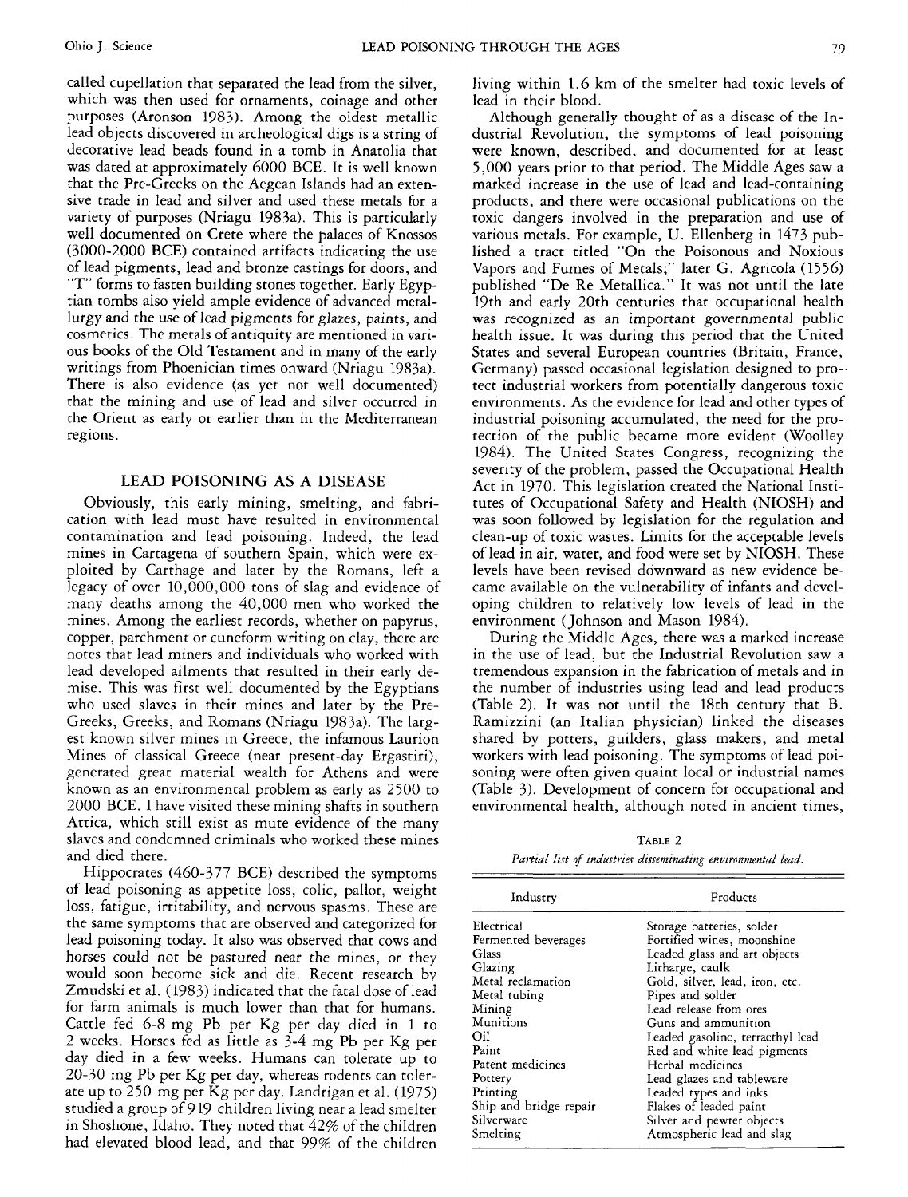called cupellation that separated the lead from the silver, which was then used for ornaments, coinage and other purposes (Aronson 1983). Among the oldest metallic lead objects discovered in archeological digs is a string of decorative lead beads found in a tomb in Anatolia that was dated at approximately 6000 BCE. It is well known that the Pre-Greeks on the Aegean Islands had an extensive trade in lead and silver and used these metals for a variety of purposes (Nriagu 1983a). This is particularly well documented on Crete where the palaces of Knossos (3000-2000 BCE) contained artifacts indicating the use of lead pigments, lead and bronze castings for doors, and "T" forms to fasten building stones together. Early Egyptian tombs also yield ample evidence of advanced metallurgy and the use of lead pigments for glazes, paints, and cosmetics. The metals of antiquity are mentioned in various books of the Old Testament and in many of the early writings from Phoenician times onward (Nriagu 1983a). There is also evidence (as yet not well documented) that the mining and use of lead and silver occurred in the Orient as early or earlier than in the Mediterranean regions.

## LEAD POISONING AS A DISEASE

Obviously, this early mining, smelting, and fabrication with lead must have resulted in environmental contamination and lead poisoning. Indeed, the lead mines in Cartagena of southern Spain, which were exploited by Carthage and later by the Romans, left a legacy of over 10,000,000 tons of slag and evidence of many deaths among the 40,000 men who worked the mines. Among the earliest records, whether on papyrus, copper, parchment or cuneform writing on clay, there are notes that lead miners and individuals who worked with lead developed ailments that resulted in their early demise. This was first well documented by the Egyptians who used slaves in their mines and later by the Pre-Greeks, Greeks, and Romans (Nriagu 1983a). The largest known silver mines in Greece, the infamous Laurion Mines of classical Greece (near present-day Ergastiri), generated great material wealth for Athens and were known as an environmental problem as early as 2500 to 2000 BCE. I have visited these mining shafts in southern Attica, which still exist as mute evidence of the many slaves and condemned criminals who worked these mines and died there.

Hippocrates (460-377 BCE) described the symptoms of lead poisoning as appetite loss, colic, pallor, weight loss, fatigue, irritability, and nervous spasms. These are the same symptoms that are observed and categorized for lead poisoning today. It also was observed that cows and horses could not be pastured near the mines, or they would soon become sick and die. Recent research by Zmudski et al. (1983) indicated that the fatal dose of lead for farm animals is much lower than that for humans. Cattle fed 6-8 mg Pb per Kg per day died in 1 to 2 weeks. Horses fed as little as 3-4 mg Pb per Kg per day died in a few weeks. Humans can tolerate up to 20-30 mg Pb per Kg per day, whereas rodents can tolerate up to 250 mg per Kg per day. Landrigan et al. (1975) studied a group of 919 children living near a lead smelter in Shoshone, Idaho. They noted that 42% of the children had elevated blood lead, and that 99% of the children living within 1.6 km of the smelter had toxic levels of lead in their blood.

Although generally thought of as a disease of the Industrial Revolution, the symptoms of lead poisoning were known, described, and documented for at least 5,000 years prior to that period. The Middle Ages saw a marked increase in the use of lead and lead-containing products, and there were occasional publications on the toxic dangers involved in the preparation and use of various metals. For example, U. Ellenberg in 1473 published a tract titled "On the Poisonous and Noxious Vapors and Fumes of Metals;" later G. Agricola (1556) published "De Re Metallica." It was not until the late 19th and early 20th centuries that occupational health was recognized as an important governmental public health issue. It was during this period that the United States and several European countries (Britain, France, Germany) passed occasional legislation designed to protect industrial workers from potentially dangerous toxic environments. As the evidence for lead and other types of industrial poisoning accumulated, the need for the protection of the public became more evident (Woolley 1984). The United States Congress, recognizing the severity of the problem, passed the Occupational Health Act in 1970. This legislation created the National Institutes of Occupational Safety and Health (NIOSH) and was soon followed by legislation for the regulation and clean-up of toxic wastes. Limits for the acceptable levels of lead in air, water, and food were set by NIOSH. These levels have been revised downward as new evidence became available on the vulnerability of infants and developing children to relatively low levels of lead in the environment (Johnson and Mason 1984).

During the Middle Ages, there was a marked increase in the use of lead, but the Industrial Revolution saw a tremendous expansion in the fabrication of metals and in the number of industries using lead and lead products (Table 2). It was not until the 18th century that B. Ramizzini (an Italian physician) linked the diseases shared by potters, guilders, glass makers, and metal workers with lead poisoning. The symptoms of lead poisoning were often given quaint local or industrial names (Table 3). Development of concern for occupational and environmental health, although noted in ancient times,

TABLE 2

*Partial list of industries disseminating environmental lead.*

| Industry | Products |
|---|---|
| Electrical | Storage batteries, solder |
| Fermented beverages | Fortified wines, moonshine |
| Glass | Leaded glass and art objects |
| Glazing | Litharge, caulk |
| Metal reclamation | Gold, silver, lead, iron, etc. |
| Metal tubing | Pipes and solder |
| Mining | Lead release from ores |
| Munitions | Guns and ammunition |
| Oil | Leaded gasoline, tetraethyl lead |
| Paint | Red and white lead pigments |
| Patent medicines | Herbal medicines |
| Pottery | Lead glazes and tableware |
| Printing | Leaded types and inks |
| Ship and bridge repair | Flakes of leaded paint |
| Silverware | Silver and pewter objects |
| Smelting | Atmospheric lead and slag |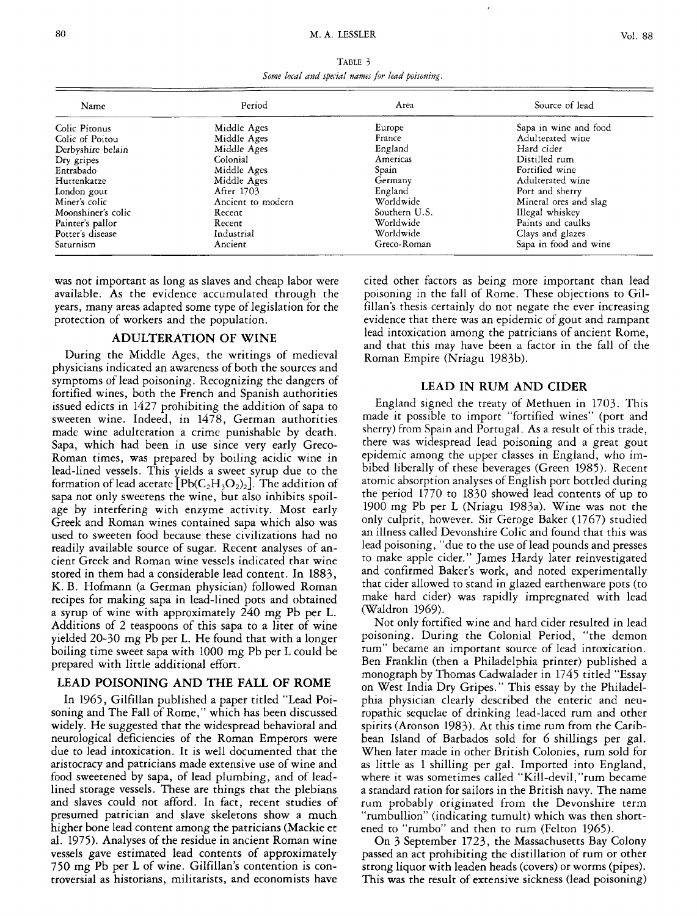TABLE 3

*Some local and special names for lead poisoning.*

| Name | Period | Area | Source of lead |
|---|---|---|---|
| Colic Pitonus | Middle Ages | Europe | Sapa in wine and food |
| Colic of Poitou | Middle Ages | France | Adulterated wine |
| Derbyshire belain | Middle Ages | England | Hard cider |
| Dry gripes | Colonial | Americas | Distilled rum |
| Entrabado | Middle Ages | Spain | Fortified wine |
| Huttenkatze | Middle Ages | Germany | Adulterated wine |
| London gout | After 1703 | England | Port and sherry |
| Miner's colic | Ancient to modern | Worldwide | Mineral ores and slag |
| Moonshiner's colic | Recent | Southern U.S. | Illegal whiskey |
| Painter's pallor | Recent | Worldwide | Paints and caulks |
| Potter's disease | Industrial | Worldwide | Clays and glazes |
| Saturnism | Ancient | Greco-Roman | Sapa in food and wine |

was not important as long as slaves and cheap labor were available. As the evidence accumulated through the years, many areas adapted some type of legislation for the protection of workers and the population.

## ADULTERATION OF WINE

During the Middle Ages, the writings of medieval physicians indicated an awareness of both the sources and symptoms of lead poisoning. Recognizing the dangers of fortified wines, both the French and Spanish authorities issued edicts in 1427 prohibiting the addition of sapa to sweeten wine. Indeed, in 1478, German authorities made wine adulteration a crime punishable by death. Sapa, which had been in use since very early Greco-Roman times, was prepared by boiling acidic wine in lead-lined vessels. This yields a sweet syrup due to the formation of lead acetate [$Pb(C_2H_3O_2)_2$]. The addition of sapa not only sweetens the wine, but also inhibits spoilage by interfering with enzyme activity. Most early Greek and Roman wines contained sapa which also was used to sweeten food because these civilizations had no readily available source of sugar. Recent analyses of ancient Greek and Roman wine vessels indicated that wine stored in them had a considerable lead content. In 1883, K. B. Hofmann (a German physician) followed Roman recipes for making sapa in lead-lined pots and obtained a syrup of wine with approximately 240 mg Pb per L. Additions of 2 teaspoons of this sapa to a liter of wine yielded 20-30 mg Pb per L. He found that with a longer boiling time sweet sapa with 1000 mg Pb per L could be prepared with little additional effort.

## LEAD POISONING AND THE FALL OF ROME

In 1965, Gilfillan published a paper titled "Lead Poisoning and The Fall of Rome," which has been discussed widely. He suggested that the widespread behavioral and neurological deficiencies of the Roman Emperors were due to lead intoxication. It is well documented that the aristocracy and patricians made extensive use of wine and food sweetened by sapa, of lead plumbing, and of lead-lined storage vessels. These are things that the plebians and slaves could not afford. In fact, recent studies of presumed patrician and slave skeletons show a much higher bone lead content among the patricians (Mackie et al. 1975). Analyses of the residue in ancient Roman wine vessels gave estimated lead contents of approximately 750 mg Pb per L of wine. Gilfillan's contention is controversial as historians, militarists, and economists have cited other factors as being more important than lead poisoning in the fall of Rome. These objections to Gilfillan's thesis certainly do not negate the ever increasing evidence that there was an epidemic of gout and rampant lead intoxication among the patricians of ancient Rome, and that this may have been a factor in the fall of the Roman Empire (Nriagu 1983b).

## LEAD IN RUM AND CIDER

England signed the treaty of Methuen in 1703. This made it possible to import "fortified wines" (port and sherry) from Spain and Portugal. As a result of this trade, there was widespread lead poisoning and a great gout epidemic among the upper classes in England, who imbibed liberally of these beverages (Green 1985). Recent atomic absorption analyses of English port bottled during the period 1770 to 1830 showed lead contents of up to 1900 mg Pb per L (Nriagu 1983a). Wine was not the only culprit, however. Sir Geroge Baker (1767) studied an illness called Devonshire Colic and found that this was lead poisoning, "due to the use of lead pounds and presses to make apple cider." James Hardy later reinvestigated and confirmed Baker's work, and noted experimentally that cider allowed to stand in glazed earthenware pots (to make hard cider) was rapidly impregnated with lead (Waldron 1969).

Not only fortified wine and hard cider resulted in lead poisoning. During the Colonial Period, "the demon rum" became an important source of lead intoxication. Ben Franklin (then a Philadelphia printer) published a monograph by Thomas Cadwalader in 1745 titled "Essay on West India Dry Gripes." This essay by the Philadelphia physician clearly described the enteric and neuropathic sequelae of drinking lead-laced rum and other spirits (Aronson 1983). At this time rum from the Caribbean Island of Barbados sold for 6 shillings per gal. When later made in other British Colonies, rum sold for as little as 1 shilling per gal. Imported into England, where it was sometimes called "Kill-devil,"rum became a standard ration for sailors in the British navy. The name rum probably originated from the Devonshire term "rumbullion" (indicating tumult) which was then shortened to "rumbo" and then to rum (Felton 1965).

On 3 September 1723, the Massachusetts Bay Colony passed an act prohibiting the distillation of rum or other strong liquor with leaden heads (covers) or worms (pipes). This was the result of extensive sickness (lead poisoning)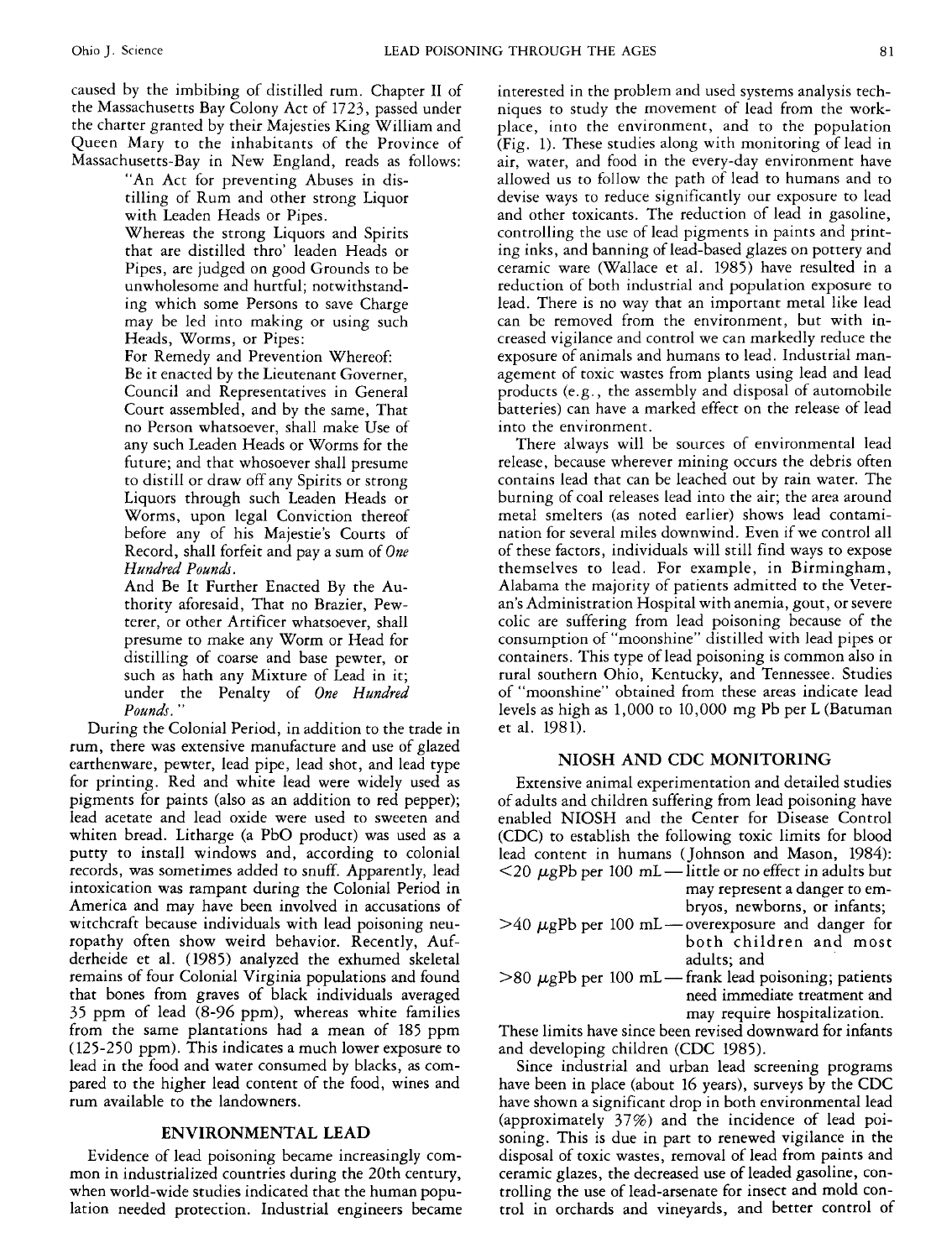caused by the imbibing of distilled rum. Chapter II of the Massachusetts Bay Colony Act of 1723, passed under the charter granted by their Majesties King William and Queen Mary to the inhabitants of the Province of Massachusetts-Bay in New England, reads as follows:

> "An Act for preventing Abuses in distilling of Rum and other strong Liquor with Leaden Heads or Pipes.
>
> Whereas the strong Liquors and Spirits that are distilled thro' leaden Heads or Pipes, are judged on good Grounds to be unwholesome and hurtful; notwithstanding which some Persons to save Charge may be led into making or using such Heads, Worms, or Pipes:
>
> For Remedy and Prevention Whereof:
>
> Be it enacted by the Lieutenant Governer, Council and Representatives in General Court assembled, and by the same, That no Person whatsoever, shall make Use of any such Leaden Heads or Worms for the future; and that whosoever shall presume to distill or draw off any Spirits or strong Liquors through such Leaden Heads or Worms, upon legal Conviction thereof before any of his Majestie's Courts of Record, shall forfeit and pay a sum of *One Hundred Pounds*.
>
> And Be It Further Enacted By the Authority aforesaid, That no Brazier, Pewterer, or other Artificer whatsoever, shall presume to make any Worm or Head for distilling of coarse and base pewter, or such as hath any Mixture of Lead in it; under the Penalty of *One Hundred Pounds*."

During the Colonial Period, in addition to the trade in rum, there was extensive manufacture and use of glazed earthenware, pewter, lead pipe, lead shot, and lead type for printing. Red and white lead were widely used as pigments for paints (also as an addition to red pepper); lead acetate and lead oxide were used to sweeten and whiten bread. Litharge (a PbO product) was used as a putty to install windows and, according to colonial records, was sometimes added to snuff. Apparently, lead intoxication was rampant during the Colonial Period in America and may have been involved in accusations of witchcraft because individuals with lead poisoning neuropathy often show weird behavior. Recently, Aufderheide et al. (1985) analyzed the exhumed skeletal remains of four Colonial Virginia populations and found that bones from graves of black individuals averaged 35 ppm of lead (8-96 ppm), whereas white families from the same plantations had a mean of 185 ppm (125-250 ppm). This indicates a much lower exposure to lead in the food and water consumed by blacks, as compared to the higher lead content of the food, wines and rum available to the landowners.

## ENVIRONMENTAL LEAD

Evidence of lead poisoning became increasingly common in industrialized countries during the 20th century, when world-wide studies indicated that the human population needed protection. Industrial engineers became interested in the problem and used systems analysis techniques to study the movement of lead from the workplace, into the environment, and to the population (Fig. 1). These studies along with monitoring of lead in air, water, and food in the every-day environment have allowed us to follow the path of lead to humans and to devise ways to reduce significantly our exposure to lead and other toxicants. The reduction of lead in gasoline, controlling the use of lead pigments in paints and printing inks, and banning of lead-based glazes on pottery and ceramic ware (Wallace et al. 1985) have resulted in a reduction of both industrial and population exposure to lead. There is no way that an important metal like lead can be removed from the environment, but with increased vigilance and control we can markedly reduce the exposure of animals and humans to lead. Industrial management of toxic wastes from plants using lead and lead products (e.g., the assembly and disposal of automobile batteries) can have a marked effect on the release of lead into the environment.

There always will be sources of environmental lead release, because wherever mining occurs the debris often contains lead that can be leached out by rain water. The burning of coal releases lead into the air; the area around metal smelters (as noted earlier) shows lead contamination for several miles downwind. Even if we control all of these factors, individuals will still find ways to expose themselves to lead. For example, in Birmingham, Alabama the majority of patients admitted to the Veteran's Administration Hospital with anemia, gout, or severe colic are suffering from lead poisoning because of the consumption of "moonshine" distilled with lead pipes or containers. This type of lead poisoning is common also in rural southern Ohio, Kentucky, and Tennessee. Studies of "moonshine" obtained from these areas indicate lead levels as high as 1,000 to 10,000 mg Pb per L (Batuman et al. 1981).

## NIOSH AND CDC MONITORING

Extensive animal experimentation and detailed studies of adults and children suffering from lead poisoning have enabled NIOSH and the Center for Disease Control (CDC) to establish the following toxic limits for blood lead content in humans (Johnson and Mason, 1984):

- $<20$ $\mu$gPb per 100 mL — little or no effect in adults but may represent a danger to embryos, newborns, or infants;
- $>40$ $\mu$gPb per 100 mL — overexposure and danger for both children and most adults; and
- $>80$ $\mu$gPb per 100 mL — frank lead poisoning; patients need immediate treatment and may require hospitalization.

These limits have since been revised downward for infants and developing children (CDC 1985).

Since industrial and urban lead screening programs have been in place (about 16 years), surveys by the CDC have shown a significant drop in both environmental lead (approximately 37%) and the incidence of lead poisoning. This is due in part to renewed vigilance in the disposal of toxic wastes, removal of lead from paints and ceramic glazes, the decreased use of leaded gasoline, controlling the use of lead-arsenate for insect and mold control in orchards and vineyards, and better control of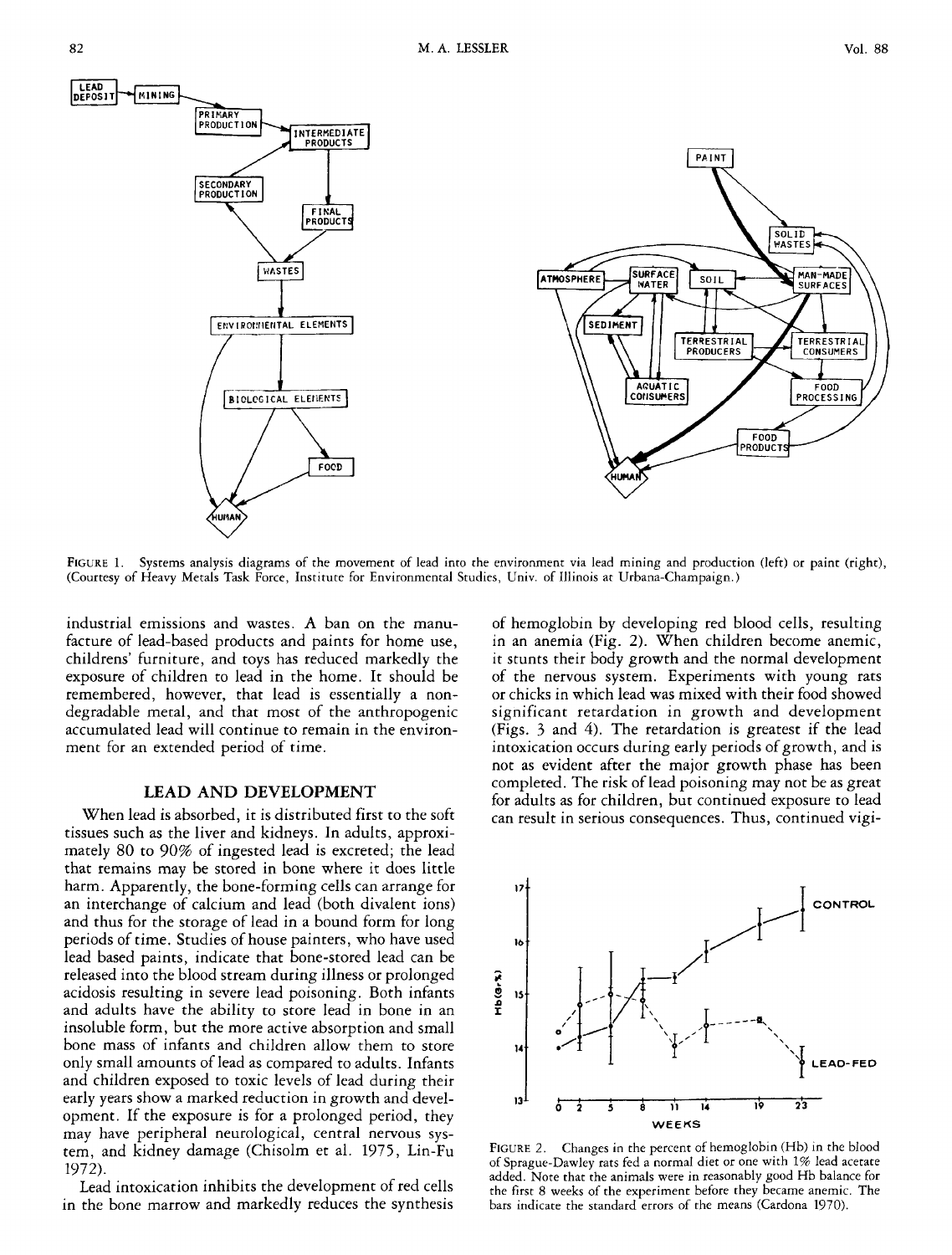LEAD DEPOSIT
MINING
PRIMARY PRODUCTION
INTERMEDIATE PRODUCTS
SECONDARY PRODUCTION
FINAL PRODUCTS
WASTES
ENVIRONMENTAL ELEMENTS
BIOLOGICAL ELEMENTS
FOOD
HUMAN

PAINT
SOLID WASTES
ATMOSPHERE
SURFACE WATER
SOIL
MAN-MADE SURFACES
SEDIMENT
TERRESTRIAL PRODUCERS
TERRESTRIAL CONSUMERS
AQUATIC CONSUMERS
FOOD PROCESSING
FOOD PRODUCTS
HUMAN

FIGURE 1. Systems analysis diagrams of the movement of lead into the environment via lead mining and production (left) or paint (right), (Courtesy of Heavy Metals Task Force, Institute for Environmental Studies, Univ. of Illinois at Urbana-Champaign.)

industrial emissions and wastes. A ban on the manufacture of lead-based products and paints for home use, childrens' furniture, and toys has reduced markedly the exposure of children to lead in the home. It should be remembered, however, that lead is essentially a non-degradable metal, and that most of the anthropogenic accumulated lead will continue to remain in the environment for an extended period of time.

## LEAD AND DEVELOPMENT

When lead is absorbed, it is distributed first to the soft tissues such as the liver and kidneys. In adults, approximately 80 to 90% of ingested lead is excreted; the lead that remains may be stored in bone where it does little harm. Apparently, the bone-forming cells can arrange for an interchange of calcium and lead (both divalent ions) and thus for the storage of lead in a bound form for long periods of time. Studies of house painters, who have used lead based paints, indicate that bone-stored lead can be released into the blood stream during illness or prolonged acidosis resulting in severe lead poisoning. Both infants and adults have the ability to store lead in bone in an insoluble form, but the more active absorption and small bone mass of infants and children allow them to store only small amounts of lead as compared to adults. Infants and children exposed to toxic levels of lead during their early years show a marked reduction in growth and development. If the exposure is for a prolonged period, they may have peripheral neurological, central nervous system, and kidney damage (Chisolm et al. 1975, Lin-Fu 1972).

Lead intoxication inhibits the development of red cells in the bone marrow and markedly reduces the synthesis of hemoglobin by developing red blood cells, resulting in an anemia (Fig. 2). When children become anemic, it stunts their body growth and the normal development of the nervous system. Experiments with young rats or chicks in which lead was mixed with their food showed significant retardation in growth and development (Figs. 3 and 4). The retardation is greatest if the lead intoxication occurs during early periods of growth, and is not as evident after the major growth phase has been completed. The risk of lead poisoning may not be as great for adults as for children, but continued exposure to lead can result in serious consequences. Thus, continued vigi-

Hb (g-%)
17
16
15
14
13
0 2 5 8 11 14 19 23
WEEKS
CONTROL
LEAD-FED

FIGURE 2. Changes in the percent of hemoglobin (Hb) in the blood of Sprague-Dawley rats fed a normal diet or one with 1% lead acetate added. Note that the animals were in reasonably good Hb balance for the first 8 weeks of the experiment before they became anemic. The bars indicate the standard errors of the means (Cardona 1970).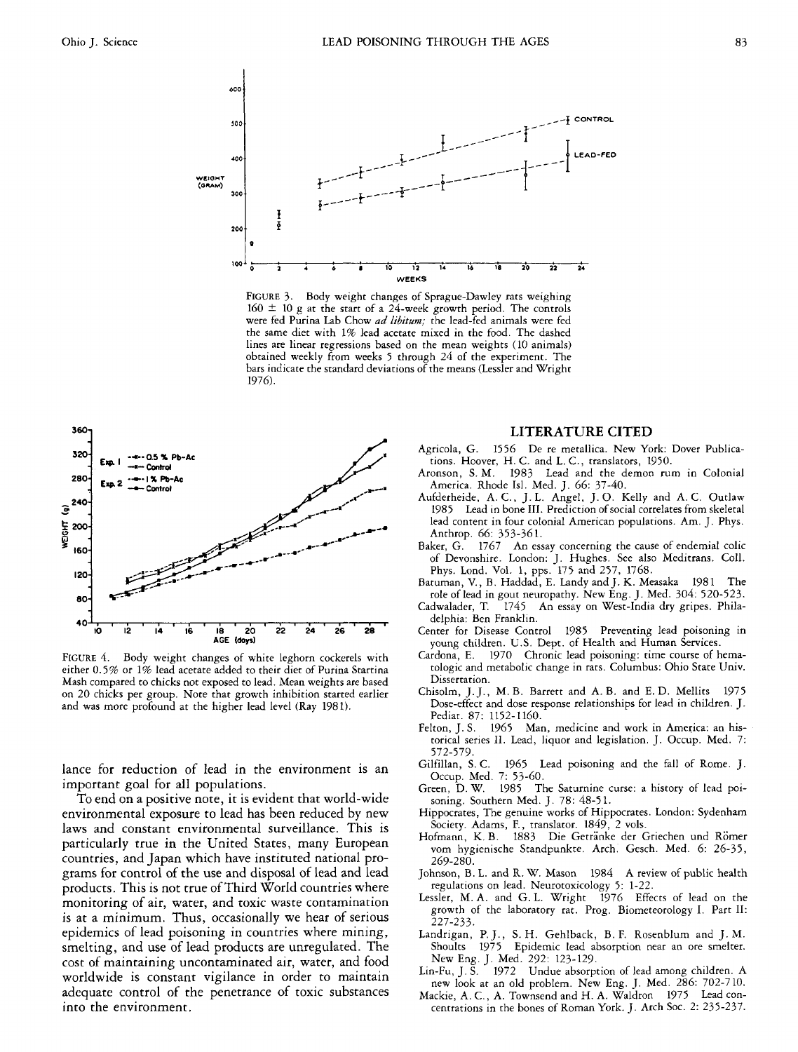600

500

400

WEIGHT (GRAM)

300

200

100

0 2 4 6 8 10 12 14 16 18 20 22 24

WEEKS

CONTROL

LEAD-FED

FIGURE 3. Body weight changes of Sprague-Dawley rats weighing 160 ± 10 g at the start of a 24-week growth period. The controls were fed Purina Lab Chow *ad libitum;* the lead-fed animals were fed the same diet with 1% lead acetate mixed in the food. The dashed lines are linear regressions based on the mean weights (10 animals) obtained weekly from weeks 5 through 24 of the experiment. The bars indicate the standard deviations of the means (Lessler and Wright 1976).

360

320

280

240

200

160

120

80

40

WEIGHT (g)

10 12 14 16 18 20 22 24 26 28

AGE (days)

Exp. 1 0.5 % Pb-Ac

Control

Exp. 2 1 % Pb-Ac

Control

FIGURE 4. Body weight changes of white leghorn cockerels with either 0.5% or 1% lead acetate added to their diet of Purina Startina Mash compared to chicks not exposed to lead. Mean weights are based on 20 chicks per group. Note that growth inhibition started earlier and was more profound at the higher lead level (Ray 1981).

lance for reduction of lead in the environment is an important goal for all populations.

To end on a positive note, it is evident that world-wide environmental exposure to lead has been reduced by new laws and constant environmental surveillance. This is particularly true in the United States, many European countries, and Japan which have instituted national programs for control of the use and disposal of lead and lead products. This is not true of Third World countries where monitoring of air, water, and toxic waste contamination is at a minimum. Thus, occasionally we hear of serious epidemics of lead poisoning in countries where mining, smelting, and use of lead products are unregulated. The cost of maintaining uncontaminated air, water, and food worldwide is constant vigilance in order to maintain adequate control of the penetrance of toxic substances into the environment.

## LITERATURE CITED

Agricola, G. 1556 De re metallica. New York: Dover Publications. Hoover, H. C. and L. C., translators, 1950.

Aronson, S. M. 1983 Lead and the demon rum in Colonial America. Rhode Isl. Med. J. 66: 37-40.

Aufderheide, A. C., J. L. Angel, J. O. Kelly and A. C. Outlaw 1985 Lead in bone III. Prediction of social correlates from skeletal lead content in four colonial American populations. Am. J. Phys. Anthrop. 66: 353-361.

Baker, G. 1767 An essay concerning the cause of endemial colic of Devonshire. London: J. Hughes. See also Meditrans. Coll. Phys. Lond. Vol. 1, pps. 175 and 257, 1768.

Batuman, V., B. Haddad, E. Landy and J. K. Measaka 1981 The role of lead in gout neuropathy. New Eng. J. Med. 304: 520-523.

Cadwalader, T. 1745 An essay on West-India dry gripes. Philadelphia: Ben Franklin.

Center for Disease Control 1985 Preventing lead poisoning in young children. U.S. Dept. of Health and Human Services.

Cardona, E. 1970 Chronic lead poisoning: time course of hematologic and metabolic change in rats. Columbus: Ohio State Univ. Dissertation.

Chisolm, J. J., M. B. Barrett and A. B. and E. D. Mellits 1975 Dose-effect and dose response relationships for lead in children. J. Pediatr. 87: 1152-1160.

Felton, J. S. 1965 Man, medicine and work in America: an historical series II. Lead, liquor and legislation. J. Occup. Med. 7: 572-579.

Gilfillan, S. C. 1965 Lead poisoning and the fall of Rome. J. Occup. Med. 7: 53-60.

Green, D. W. 1985 The Saturnine curse: a history of lead poisoning. Southern Med. J. 78: 48-51.

Hippocrates. The genuine works of Hippocrates. London: Sydenham Society. Adams, F., translator. 1849, 2 vols.

Hofmann, K. B. 1883 Die Getränke der Griechen und Römer vom hygienische Standpunkte. Arch. Gesch. Med. 6: 26-35, 269-280.

Johnson, B. L. and R. W. Mason 1984 A review of public health regulations on lead. Neurotoxicology 5: 1-22.

Lessler, M. A. and G. L. Wright 1976 Effects of lead on the growth of the laboratory rat. Prog. Biometeorology I. Part II: 227-233.

Landrigan, P. J., S. H. Gehlback, B. F. Rosenblum and J. M. Shoults 1975 Epidemic lead absorption near an ore smelter. New Eng. J. Med. 292: 123-129.

Lin-Fu, J. S. 1972 Undue absorption of lead among children. A new look at an old problem. New Eng. J. Med. 286: 702-710.

Mackie, A. C., A. Townsend and H. A. Waldron 1975 Lead concentrations in the bones of Roman York. J. Arch Soc. 2: 235-237.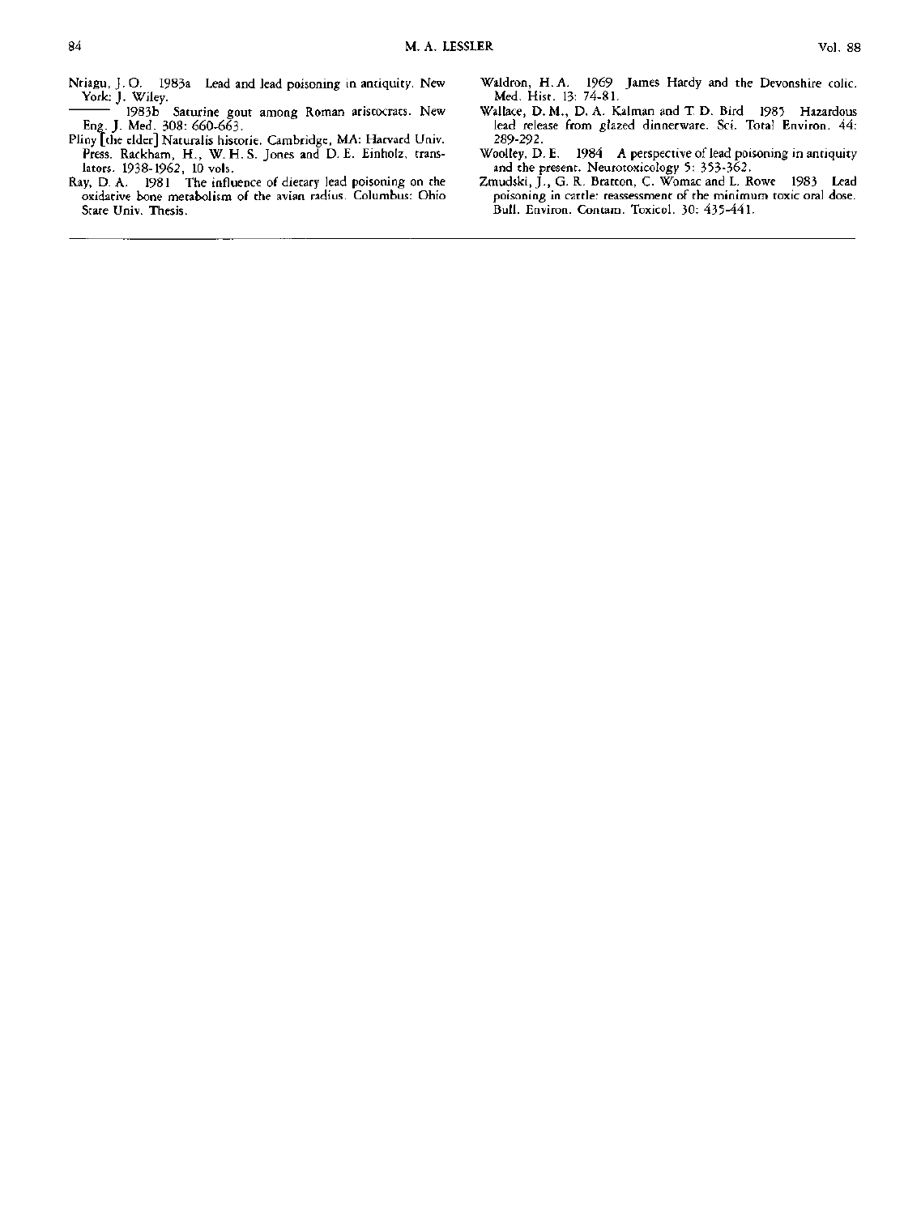Nriagu, J. O. 1983a Lead and lead poisoning in antiquity. New York: J. Wiley.

——— 1983b Saturine gout among Roman aristocrats. New Eng. J. Med. 308: 660-663.

Pliny [the elder] Naturalis historie. Cambridge, MA: Harvard Univ. Press. Rackham, H., W. H. S. Jones and D. E. Einholz, translators. 1938-1962, 10 vols.

Ray, D. A. 1981 The influence of dietary lead poisoning on the oxidative bone metabolism of the avian radius. Columbus: Ohio State Univ. Thesis.

Waldron, H. A. 1969 James Hardy and the Devonshire colic. Med. Hist. 13: 74-81.

Wallace, D. M., D. A. Kalman and T. D. Bird 1985 Hazardous lead release from glazed dinnerware. Sci. Total Environ. 44: 289-292.

Woolley, D. E. 1984 A perspective of lead poisoning in antiquity and the present. Neurotoxicology 5: 353-362.

Zmudski, J., G. R. Bratton, C. Womac and L. Rowe 1983 Lead poisoning in cattle: reassessment of the minimum toxic oral dose. Bull. Environ. Contam. Toxicol. 30: 435-441.